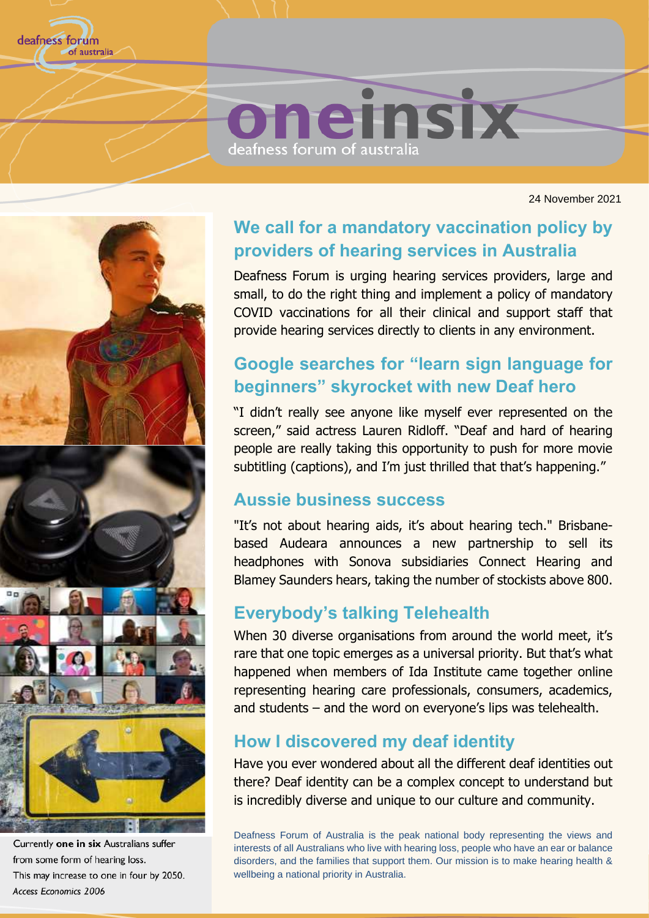deafness forum of australia

# oneinsix

deafness forum of australia

24 November 2021

## We call for a mandatory vaccination policy by providers of hearing services in Australia

Deafness Forum is urging hearing services providers, large and small, to do the right thing and implement a policy of mandatory COVID vaccinations for all their clinical and support staff that provide hearing services directly to clients in any environment.

## Google searches for "learn sign language for beginners" skyrocket with new Deaf hero

"I didn't really see anyone like myself ever represented on the screen," said actress Lauren Ridloff. "Deaf and hard of hearing people are really taking this opportunity to push for more movie subtitling (captions), and I'm just thrilled that that's happening."

## Aussie business success

"It's not about hearing aids, it's about hearing tech." Brisbane-based Audeara announces a new partnership to sell its headphones with Sonova subsidiaries Connect Hearing and Blamey Saunders hears, taking the number of stockists above 800.

## Everybody's talking Telehealth

When 30 diverse organisations from around the world meet, it's rare that one topic emerges as a universal priority. But that's what happened when members of Ida Institute came together online representing hearing care professionals, consumers, academics, and students – and the word on everyone's lips was telehealth.

## How I discovered my deaf identity

Have you ever wondered about all the different deaf identities out there? Deaf identity can be a complex concept to understand but is incredibly diverse and unique to our culture and community.

Deafness Forum of Australia is the peak national body representing the views and interests of all Australians who live with hearing loss, people who have an ear or balance disorders, and the families that support them. Our mission is to make hearing health & wellbeing a national priority in Australia.

Currently **one in six** Australians suffer from some form of hearing loss. This may increase to one in four by 2050. *Access Economics 2006*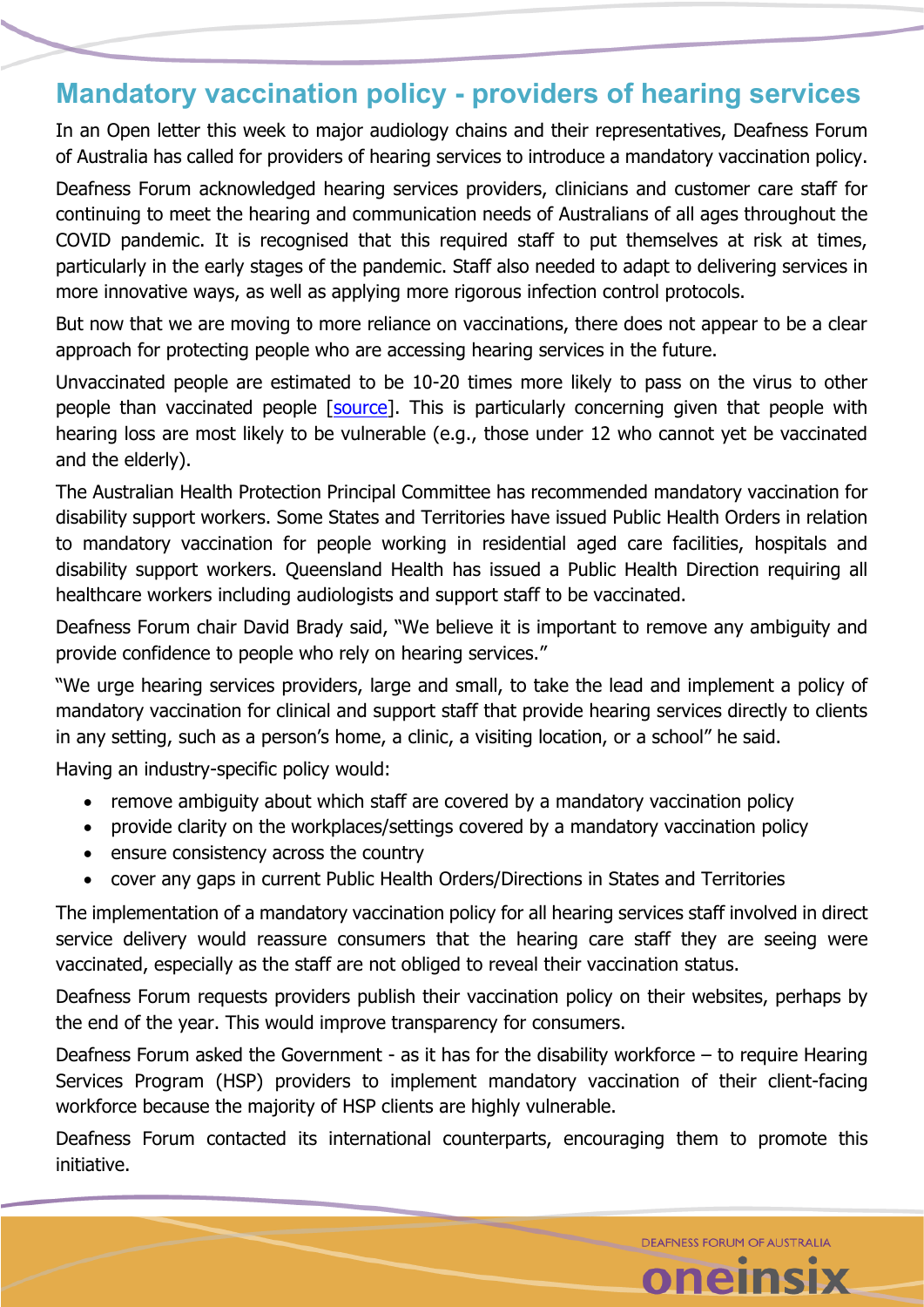## Mandatory vaccination policy - providers of hearing services

In an Open letter this week to major audiology chains and their representatives, Deafness Forum of Australia has called for providers of hearing services to introduce a mandatory vaccination policy.

Deafness Forum acknowledged hearing services providers, clinicians and customer care staff for continuing to meet the hearing and communication needs of Australians of all ages throughout the COVID pandemic. It is recognised that this required staff to put themselves at risk at times, particularly in the early stages of the pandemic. Staff also needed to adapt to delivering services in more innovative ways, as well as applying more rigorous infection control protocols.

But now that we are moving to more reliance on vaccinations, there does not appear to be a clear approach for protecting people who are accessing hearing services in the future.

Unvaccinated people are estimated to be 10-20 times more likely to pass on the virus to other people than vaccinated people [source]. This is particularly concerning given that people with hearing loss are most likely to be vulnerable (e.g., those under 12 who cannot yet be vaccinated and the elderly).

The Australian Health Protection Principal Committee has recommended mandatory vaccination for disability support workers. Some States and Territories have issued Public Health Orders in relation to mandatory vaccination for people working in residential aged care facilities, hospitals and disability support workers. Queensland Health has issued a Public Health Direction requiring all healthcare workers including audiologists and support staff to be vaccinated.

Deafness Forum chair David Brady said, "We believe it is important to remove any ambiguity and provide confidence to people who rely on hearing services."

"We urge hearing services providers, large and small, to take the lead and implement a policy of mandatory vaccination for clinical and support staff that provide hearing services directly to clients in any setting, such as a person's home, a clinic, a visiting location, or a school" he said.

Having an industry-specific policy would:

- remove ambiguity about which staff are covered by a mandatory vaccination policy
- provide clarity on the workplaces/settings covered by a mandatory vaccination policy
- ensure consistency across the country
- cover any gaps in current Public Health Orders/Directions in States and Territories

The implementation of a mandatory vaccination policy for all hearing services staff involved in direct service delivery would reassure consumers that the hearing care staff they are seeing were vaccinated, especially as the staff are not obliged to reveal their vaccination status.

Deafness Forum requests providers publish their vaccination policy on their websites, perhaps by the end of the year. This would improve transparency for consumers.

Deafness Forum asked the Government - as it has for the disability workforce – to require Hearing Services Program (HSP) providers to implement mandatory vaccination of their client-facing workforce because the majority of HSP clients are highly vulnerable.

Deafness Forum contacted its international counterparts, encouraging them to promote this initiative.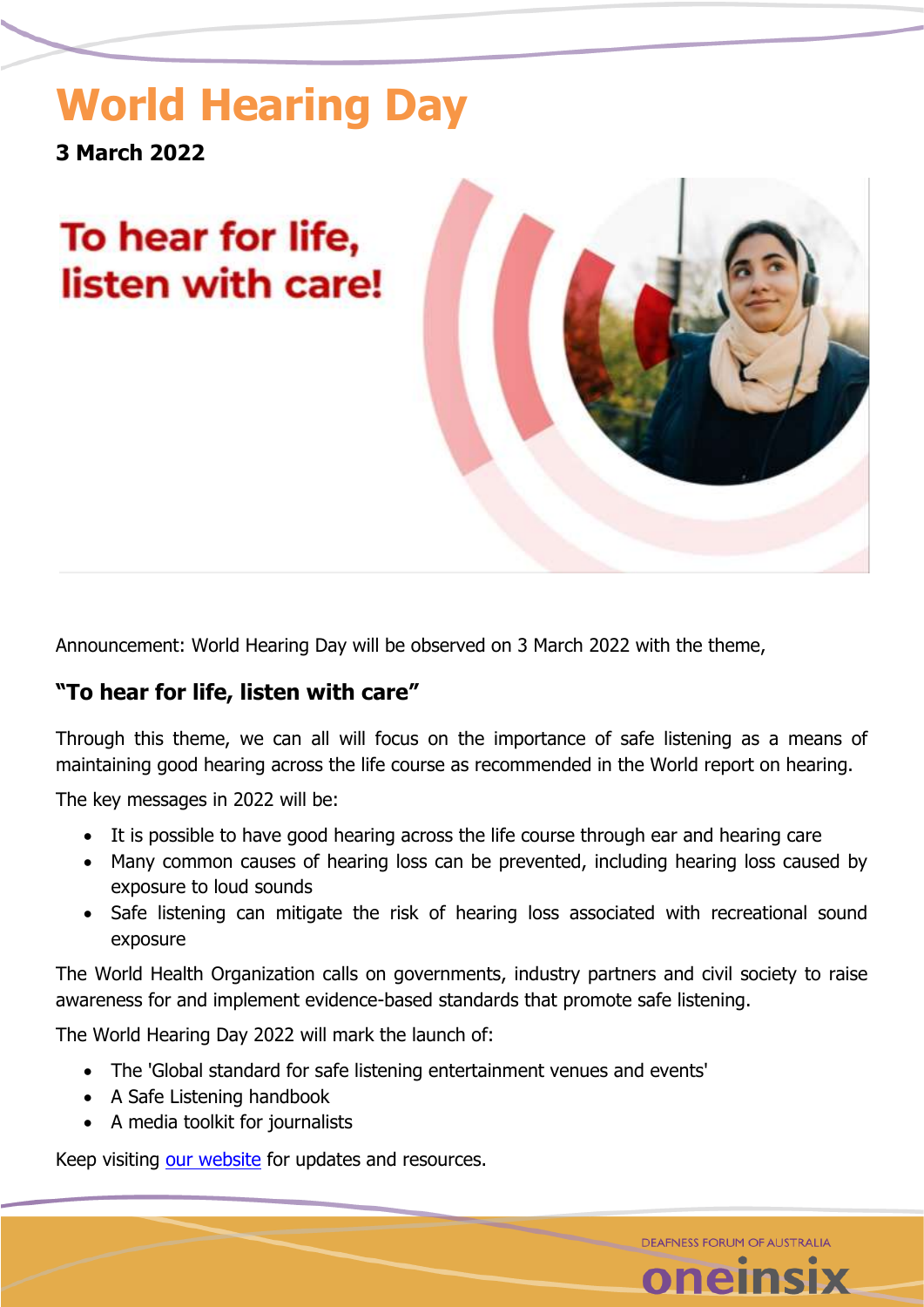# World Hearing Day

**3 March 2022**

To hear for life, listen with care!

Announcement: World Hearing Day will be observed on 3 March 2022 with the theme,

### "To hear for life, listen with care"

Through this theme, we can all will focus on the importance of safe listening as a means of maintaining good hearing across the life course as recommended in the World report on hearing.

The key messages in 2022 will be:

- It is possible to have good hearing across the life course through ear and hearing care
- Many common causes of hearing loss can be prevented, including hearing loss caused by exposure to loud sounds
- Safe listening can mitigate the risk of hearing loss associated with recreational sound exposure

The World Health Organization calls on governments, industry partners and civil society to raise awareness for and implement evidence-based standards that promote safe listening.

The World Hearing Day 2022 will mark the launch of:

- The 'Global standard for safe listening entertainment venues and events'
- A Safe Listening handbook
- A media toolkit for journalists

Keep visiting [our website](#) for updates and resources.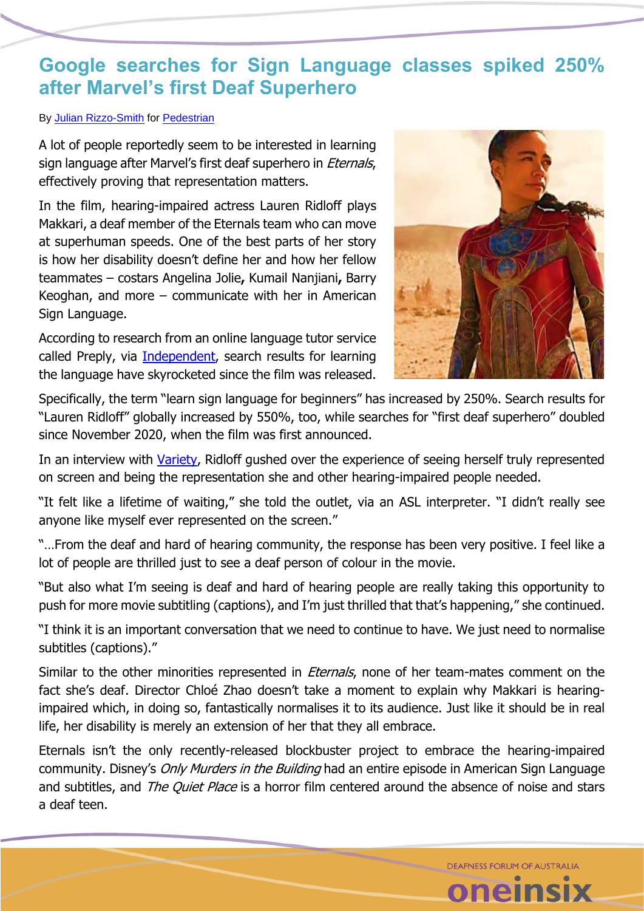# Google searches for Sign Language classes spiked 250% after Marvel's first Deaf Superhero

By Julian Rizzo-Smith for Pedestrian

A lot of people reportedly seem to be interested in learning sign language after Marvel's first deaf superhero in *Eternals*, effectively proving that representation matters.

In the film, hearing-impaired actress Lauren Ridloff plays Makkari, a deaf member of the Eternals team who can move at superhuman speeds. One of the best parts of her story is how her disability doesn't define her and how her fellow teammates – costars Angelina Jolie**,** Kumail Nanjiani**,** Barry Keoghan, and more – communicate with her in American Sign Language.

According to research from an online language tutor service called Preply, via Independent, search results for learning the language have skyrocketed since the film was released. Specifically, the term "learn sign language for beginners" has increased by 250%. Search results for "Lauren Ridloff" globally increased by 550%, too, while searches for "first deaf superhero" doubled since November 2020, when the film was first announced.

In an interview with Variety, Ridloff gushed over the experience of seeing herself truly represented on screen and being the representation she and other hearing-impaired people needed.

"It felt like a lifetime of waiting," she told the outlet, via an ASL interpreter. "I didn't really see anyone like myself ever represented on the screen."

"…From the deaf and hard of hearing community, the response has been very positive. I feel like a lot of people are thrilled just to see a deaf person of colour in the movie.

"But also what I'm seeing is deaf and hard of hearing people are really taking this opportunity to push for more movie subtitling (captions), and I'm just thrilled that that's happening," she continued.

"I think it is an important conversation that we need to continue to have. We just need to normalise subtitles (captions)."

Similar to the other minorities represented in *Eternals*, none of her team-mates comment on the fact she's deaf. Director Chloé Zhao doesn't take a moment to explain why Makkari is hearing-impaired which, in doing so, fantastically normalises it to its audience. Just like it should be in real life, her disability is merely an extension of her that they all embrace.

Eternals isn't the only recently-released blockbuster project to embrace the hearing-impaired community. Disney's *Only Murders in the Building* had an entire episode in American Sign Language and subtitles, and *The Quiet Place* is a horror film centered around the absence of noise and stars a deaf teen.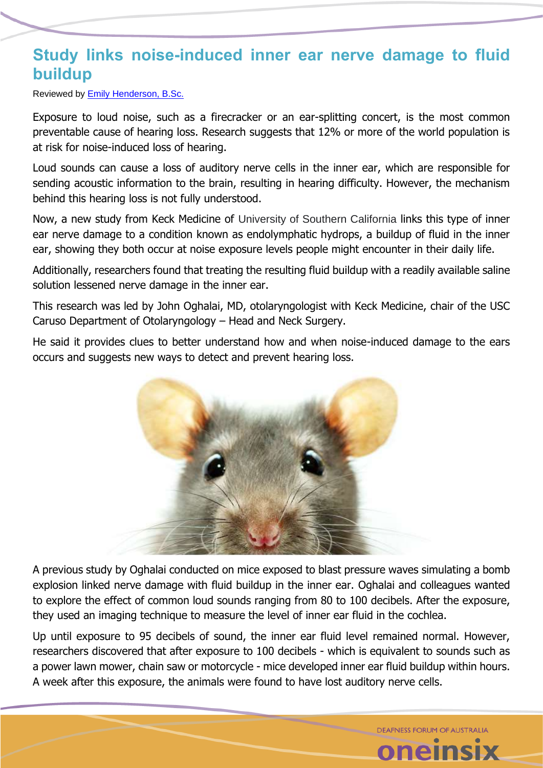# Study links noise-induced inner ear nerve damage to fluid buildup

Reviewed by Emily Henderson, B.Sc.

Exposure to loud noise, such as a firecracker or an ear-splitting concert, is the most common preventable cause of hearing loss. Research suggests that 12% or more of the world population is at risk for noise-induced loss of hearing.

Loud sounds can cause a loss of auditory nerve cells in the inner ear, which are responsible for sending acoustic information to the brain, resulting in hearing difficulty. However, the mechanism behind this hearing loss is not fully understood.

Now, a new study from Keck Medicine of University of Southern California links this type of inner ear nerve damage to a condition known as endolymphatic hydrops, a buildup of fluid in the inner ear, showing they both occur at noise exposure levels people might encounter in their daily life.

Additionally, researchers found that treating the resulting fluid buildup with a readily available saline solution lessened nerve damage in the inner ear.

This research was led by John Oghalai, MD, otolaryngologist with Keck Medicine, chair of the USC Caruso Department of Otolaryngology – Head and Neck Surgery.

He said it provides clues to better understand how and when noise-induced damage to the ears occurs and suggests new ways to detect and prevent hearing loss.

A previous study by Oghalai conducted on mice exposed to blast pressure waves simulating a bomb explosion linked nerve damage with fluid buildup in the inner ear. Oghalai and colleagues wanted to explore the effect of common loud sounds ranging from 80 to 100 decibels. After the exposure, they used an imaging technique to measure the level of inner ear fluid in the cochlea.

Up until exposure to 95 decibels of sound, the inner ear fluid level remained normal. However, researchers discovered that after exposure to 100 decibels - which is equivalent to sounds such as a power lawn mower, chain saw or motorcycle - mice developed inner ear fluid buildup within hours. A week after this exposure, the animals were found to have lost auditory nerve cells.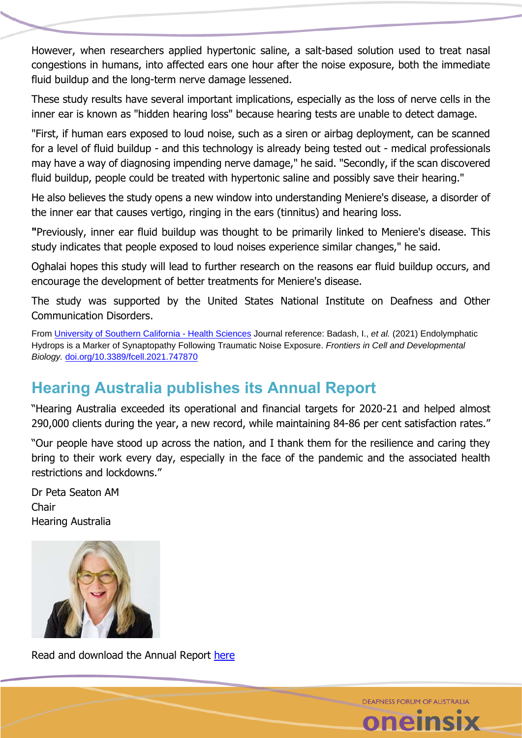However, when researchers applied hypertonic saline, a salt-based solution used to treat nasal congestions in humans, into affected ears one hour after the noise exposure, both the immediate fluid buildup and the long-term nerve damage lessened.

These study results have several important implications, especially as the loss of nerve cells in the inner ear is known as "hidden hearing loss" because hearing tests are unable to detect damage.

"First, if human ears exposed to loud noise, such as a siren or airbag deployment, can be scanned for a level of fluid buildup - and this technology is already being tested out - medical professionals may have a way of diagnosing impending nerve damage," he said. "Secondly, if the scan discovered fluid buildup, people could be treated with hypertonic saline and possibly save their hearing."

He also believes the study opens a new window into understanding Meniere's disease, a disorder of the inner ear that causes vertigo, ringing in the ears (tinnitus) and hearing loss.

**"**Previously, inner ear fluid buildup was thought to be primarily linked to Meniere's disease. This study indicates that people exposed to loud noises experience similar changes," he said.

Oghalai hopes this study will lead to further research on the reasons ear fluid buildup occurs, and encourage the development of better treatments for Meniere's disease.

The study was supported by the United States National Institute on Deafness and Other Communication Disorders.

From [University of Southern California - Health Sciences](#) Journal reference: Badash, I., *et al.* (2021) Endolymphatic Hydrops is a Marker of Synaptopathy Following Traumatic Noise Exposure. *Frontiers in Cell and Developmental Biology.* [doi.org/10.3389/fcell.2021.747870](#)

## Hearing Australia publishes its Annual Report

"Hearing Australia exceeded its operational and financial targets for 2020-21 and helped almost 290,000 clients during the year, a new record, while maintaining 84-86 per cent satisfaction rates."

"Our people have stood up across the nation, and I thank them for the resilience and caring they bring to their work every day, especially in the face of the pandemic and the associated health restrictions and lockdowns."

Dr Peta Seaton AM
Chair
Hearing Australia

Read and download the Annual Report [here](#)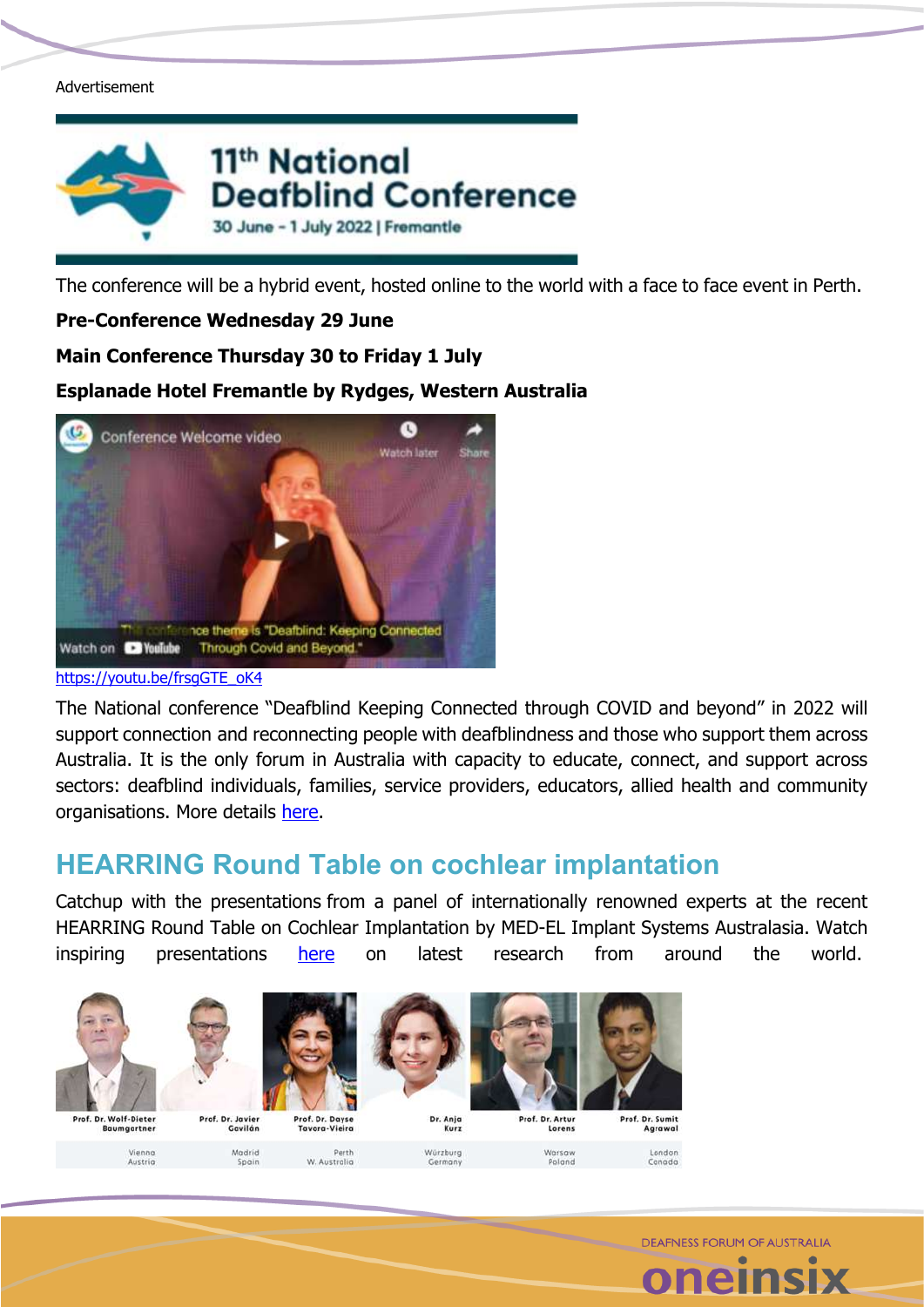Advertisement

11th National Deafblind Conference

30 June – 1 July 2022 | Fremantle

The conference will be a hybrid event, hosted online to the world with a face to face event in Perth.

**Pre-Conference Wednesday 29 June**

**Main Conference Thursday 30 to Friday 1 July**

**Esplanade Hotel Fremantle by Rydges, Western Australia**

https://youtu.be/frsgGTE_oK4

The National conference "Deafblind Keeping Connected through COVID and beyond" in 2022 will support connection and reconnecting people with deafblindness and those who support them across Australia. It is the only forum in Australia with capacity to educate, connect, and support across sectors: deafblind individuals, families, service providers, educators, allied health and community organisations. More details here.

## HEARRING Round Table on cochlear implantation

Catchup with the presentations from a panel of internationally renowned experts at the recent HEARRING Round Table on Cochlear Implantation by MED-EL Implant Systems Australasia. Watch inspiring presentations here on latest research from around the world.

| Prof. Dr. Wolf-Dieter Baumgartner | Prof. Dr. Javier Gavilán | Prof. Dr. Dayse Tavora-Vieira | Dr. Anja Kurz | Prof. Dr. Artur Lorens | Prof. Dr. Sumit Agrawal |
|---|---|---|---|---|---|
| Vienna Austria | Madrid Spain | Perth W. Australia | Würzburg Germany | Warsaw Poland | London Canada |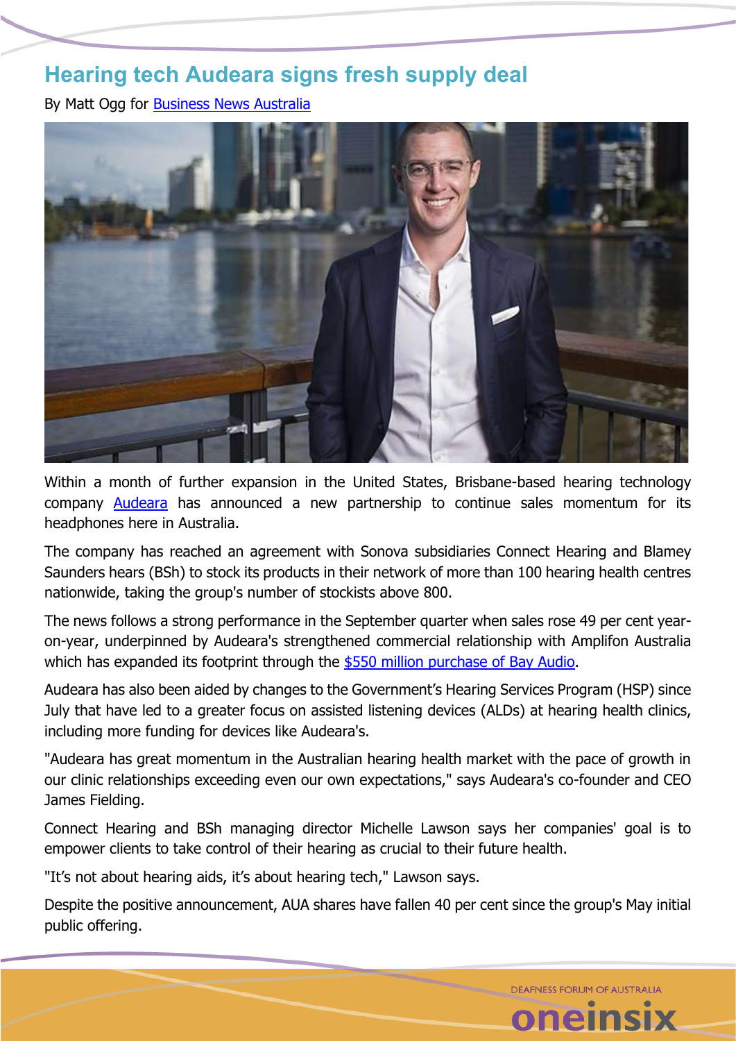# Hearing tech Audeara signs fresh supply deal

By Matt Ogg for Business News Australia

Within a month of further expansion in the United States, Brisbane-based hearing technology company Audeara has announced a new partnership to continue sales momentum for its headphones here in Australia.

The company has reached an agreement with Sonova subsidiaries Connect Hearing and Blamey Saunders hears (BSh) to stock its products in their network of more than 100 hearing health centres nationwide, taking the group's number of stockists above 800.

The news follows a strong performance in the September quarter when sales rose 49 per cent year-on-year, underpinned by Audeara's strengthened commercial relationship with Amplifon Australia which has expanded its footprint through the $550 million purchase of Bay Audio.

Audeara has also been aided by changes to the Government's Hearing Services Program (HSP) since July that have led to a greater focus on assisted listening devices (ALDs) at hearing health clinics, including more funding for devices like Audeara's.

"Audeara has great momentum in the Australian hearing health market with the pace of growth in our clinic relationships exceeding even our own expectations," says Audeara's co-founder and CEO James Fielding.

Connect Hearing and BSh managing director Michelle Lawson says her companies' goal is to empower clients to take control of their hearing as crucial to their future health.

"It's not about hearing aids, it's about hearing tech," Lawson says.

Despite the positive announcement, AUA shares have fallen 40 per cent since the group's May initial public offering.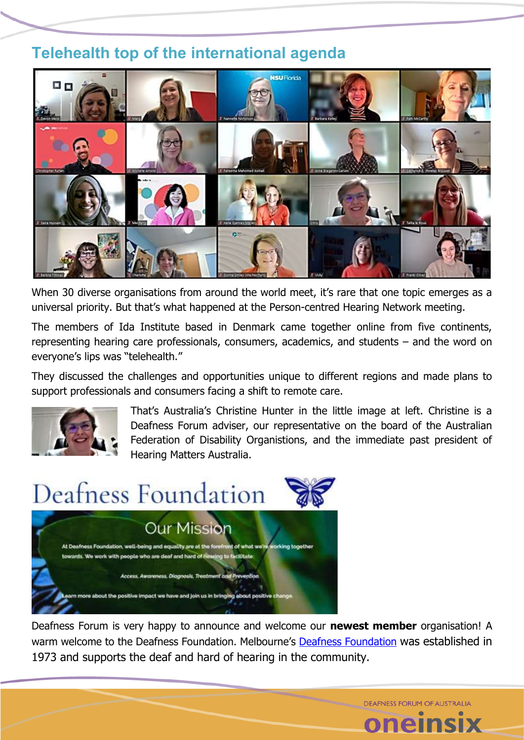## Telehealth top of the international agenda

When 30 diverse organisations from around the world meet, it's rare that one topic emerges as a universal priority. But that's what happened at the Person-centred Hearing Network meeting.

The members of Ida Institute based in Denmark came together online from five continents, representing hearing care professionals, consumers, academics, and students – and the word on everyone's lips was "telehealth."

They discussed the challenges and opportunities unique to different regions and made plans to support professionals and consumers facing a shift to remote care.

That's Australia's Christine Hunter in the little image at left. Christine is a Deafness Forum adviser, our representative on the board of the Australian Federation of Disability Organistions, and the immediate past president of Hearing Matters Australia.

## Deafness Foundation

Deafness Forum is very happy to announce and welcome our **newest member** organisation! A warm welcome to the Deafness Foundation. Melbourne's Deafness Foundation was established in 1973 and supports the deaf and hard of hearing in the community.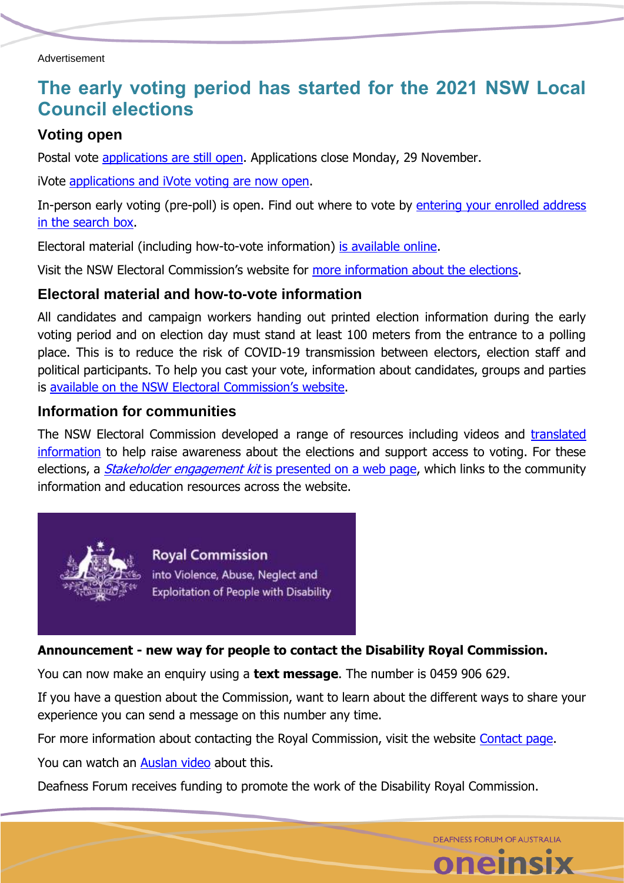Advertisement

# The early voting period has started for the 2021 NSW Local Council elections

## Voting open

Postal vote applications are still open. Applications close Monday, 29 November.

iVote applications and iVote voting are now open.

In-person early voting (pre-poll) is open. Find out where to vote by entering your enrolled address in the search box.

Electoral material (including how-to-vote information) is available online.

Visit the NSW Electoral Commission's website for more information about the elections.

## Electoral material and how-to-vote information

All candidates and campaign workers handing out printed election information during the early voting period and on election day must stand at least 100 meters from the entrance to a polling place. This is to reduce the risk of COVID-19 transmission between electors, election staff and political participants. To help you cast your vote, information about candidates, groups and parties is available on the NSW Electoral Commission's website.

## Information for communities

The NSW Electoral Commission developed a range of resources including videos and translated information to help raise awareness about the elections and support access to voting. For these elections, a *Stakeholder engagement kit* is presented on a web page, which links to the community information and education resources across the website.

Royal Commission into Violence, Abuse, Neglect and Exploitation of People with Disability

**Announcement - new way for people to contact the Disability Royal Commission.**

You can now make an enquiry using a **text message**. The number is 0459 906 629.

If you have a question about the Commission, want to learn about the different ways to share your experience you can send a message on this number any time.

For more information about contacting the Royal Commission, visit the website Contact page.

You can watch an Auslan video about this.

Deafness Forum receives funding to promote the work of the Disability Royal Commission.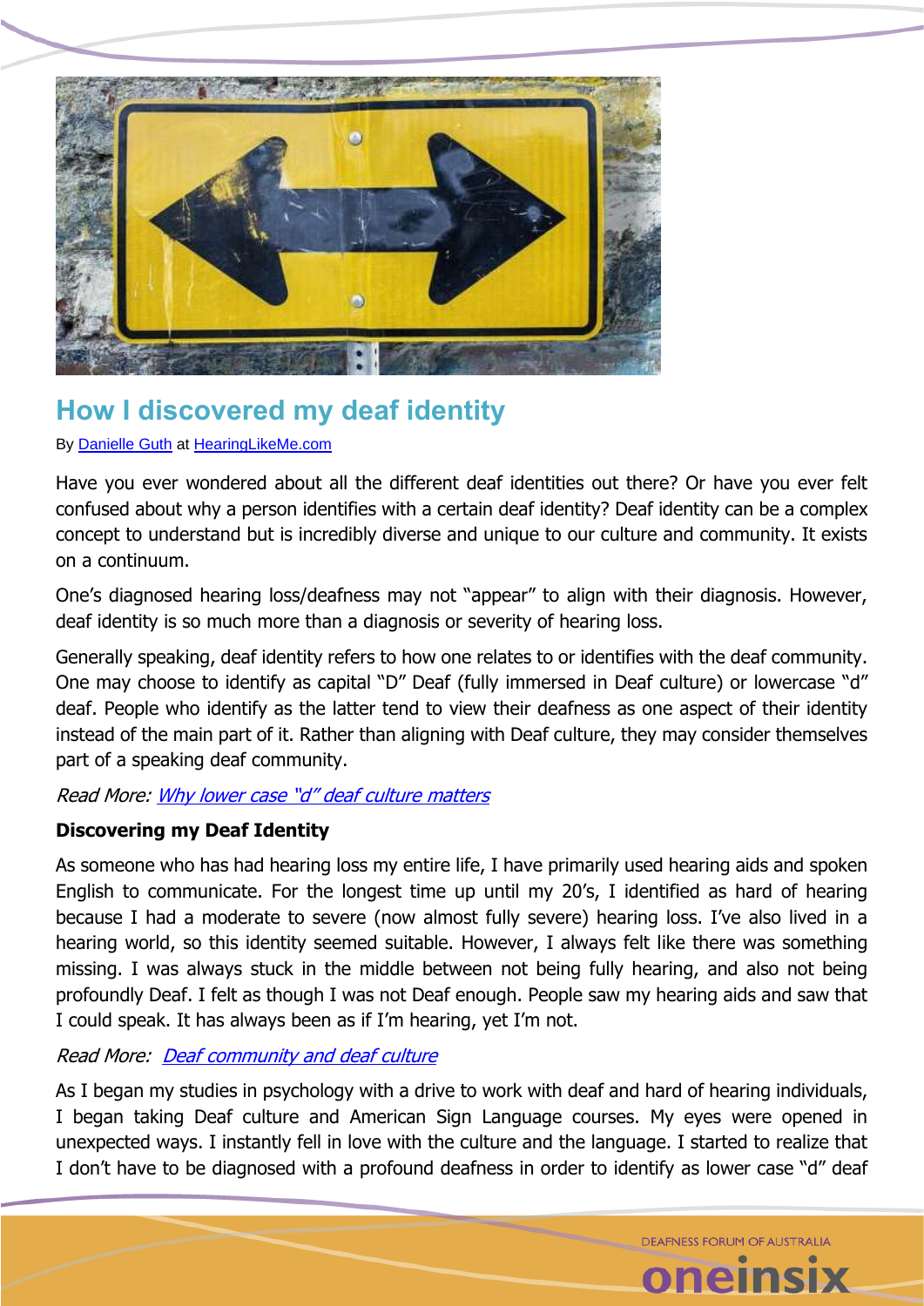## How I discovered my deaf identity

By Danielle Guth at HearingLikeMe.com

Have you ever wondered about all the different deaf identities out there? Or have you ever felt confused about why a person identifies with a certain deaf identity? Deaf identity can be a complex concept to understand but is incredibly diverse and unique to our culture and community. It exists on a continuum.

One's diagnosed hearing loss/deafness may not "appear" to align with their diagnosis. However, deaf identity is so much more than a diagnosis or severity of hearing loss.

Generally speaking, deaf identity refers to how one relates to or identifies with the deaf community. One may choose to identify as capital "D" Deaf (fully immersed in Deaf culture) or lowercase "d" deaf. People who identify as the latter tend to view their deafness as one aspect of their identity instead of the main part of it. Rather than aligning with Deaf culture, they may consider themselves part of a speaking deaf community.

*Read More: Why lower case "d" deaf culture matters*

**Discovering my Deaf Identity**

As someone who has had hearing loss my entire life, I have primarily used hearing aids and spoken English to communicate. For the longest time up until my 20's, I identified as hard of hearing because I had a moderate to severe (now almost fully severe) hearing loss. I've also lived in a hearing world, so this identity seemed suitable. However, I always felt like there was something missing. I was always stuck in the middle between not being fully hearing, and also not being profoundly Deaf. I felt as though I was not Deaf enough. People saw my hearing aids and saw that I could speak. It has always been as if I'm hearing, yet I'm not.

*Read More: Deaf community and deaf culture*

As I began my studies in psychology with a drive to work with deaf and hard of hearing individuals, I began taking Deaf culture and American Sign Language courses. My eyes were opened in unexpected ways. I instantly fell in love with the culture and the language. I started to realize that I don't have to be diagnosed with a profound deafness in order to identify as lower case "d" deaf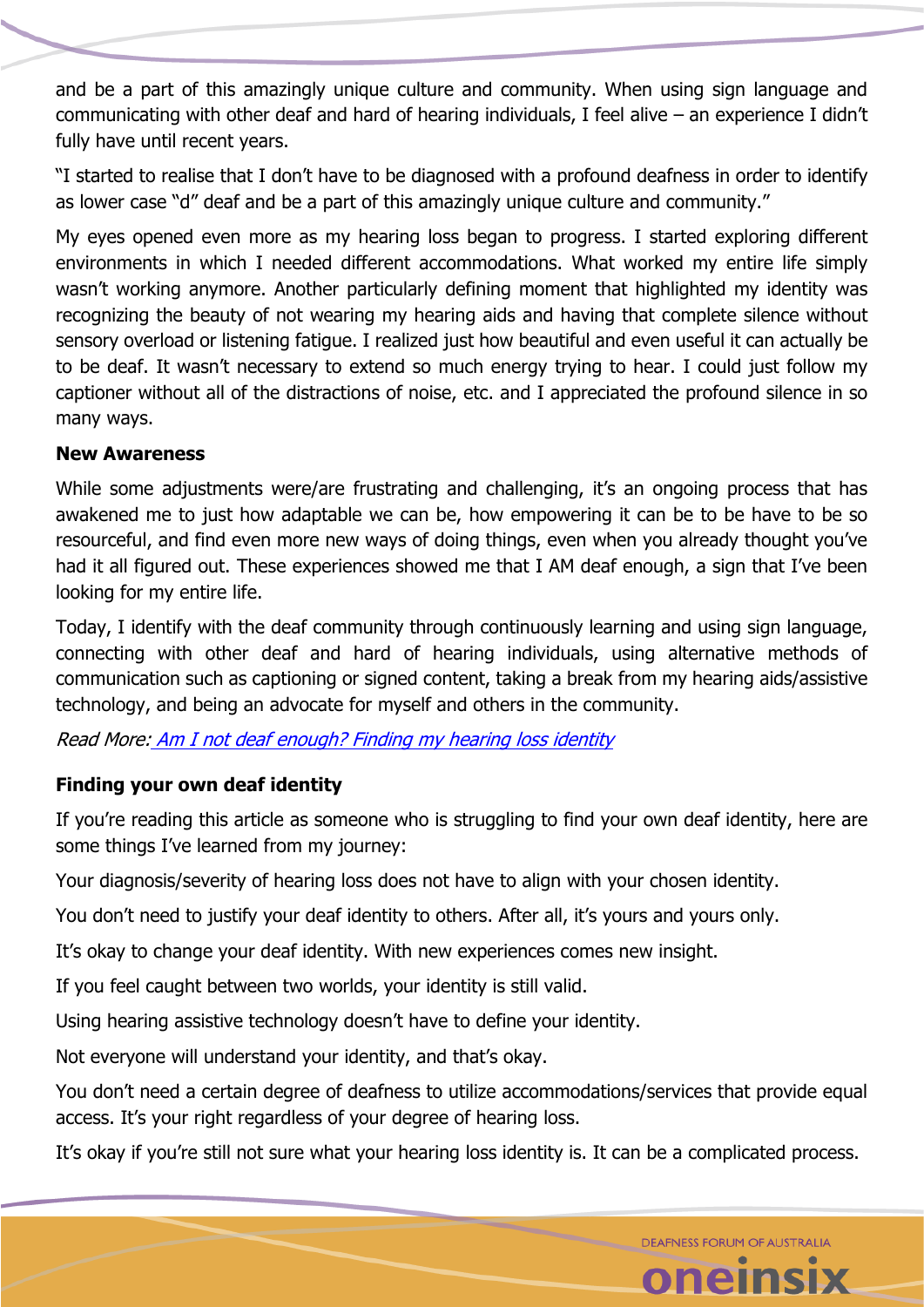and be a part of this amazingly unique culture and community. When using sign language and communicating with other deaf and hard of hearing individuals, I feel alive – an experience I didn't fully have until recent years.

"I started to realise that I don't have to be diagnosed with a profound deafness in order to identify as lower case "d" deaf and be a part of this amazingly unique culture and community."

My eyes opened even more as my hearing loss began to progress. I started exploring different environments in which I needed different accommodations. What worked my entire life simply wasn't working anymore. Another particularly defining moment that highlighted my identity was recognizing the beauty of not wearing my hearing aids and having that complete silence without sensory overload or listening fatigue. I realized just how beautiful and even useful it can actually be to be deaf. It wasn't necessary to extend so much energy trying to hear. I could just follow my captioner without all of the distractions of noise, etc. and I appreciated the profound silence in so many ways.

**New Awareness**

While some adjustments were/are frustrating and challenging, it's an ongoing process that has awakened me to just how adaptable we can be, how empowering it can be to be have to be so resourceful, and find even more new ways of doing things, even when you already thought you've had it all figured out. These experiences showed me that I AM deaf enough, a sign that I've been looking for my entire life.

Today, I identify with the deaf community through continuously learning and using sign language, connecting with other deaf and hard of hearing individuals, using alternative methods of communication such as captioning or signed content, taking a break from my hearing aids/assistive technology, and being an advocate for myself and others in the community.

*Read More:* Am I not deaf enough? Finding my hearing loss identity

**Finding your own deaf identity**

If you're reading this article as someone who is struggling to find your own deaf identity, here are some things I've learned from my journey:

Your diagnosis/severity of hearing loss does not have to align with your chosen identity.

You don't need to justify your deaf identity to others. After all, it's yours and yours only.

It's okay to change your deaf identity. With new experiences comes new insight.

If you feel caught between two worlds, your identity is still valid.

Using hearing assistive technology doesn't have to define your identity.

Not everyone will understand your identity, and that's okay.

You don't need a certain degree of deafness to utilize accommodations/services that provide equal access. It's your right regardless of your degree of hearing loss.

It's okay if you're still not sure what your hearing loss identity is. It can be a complicated process.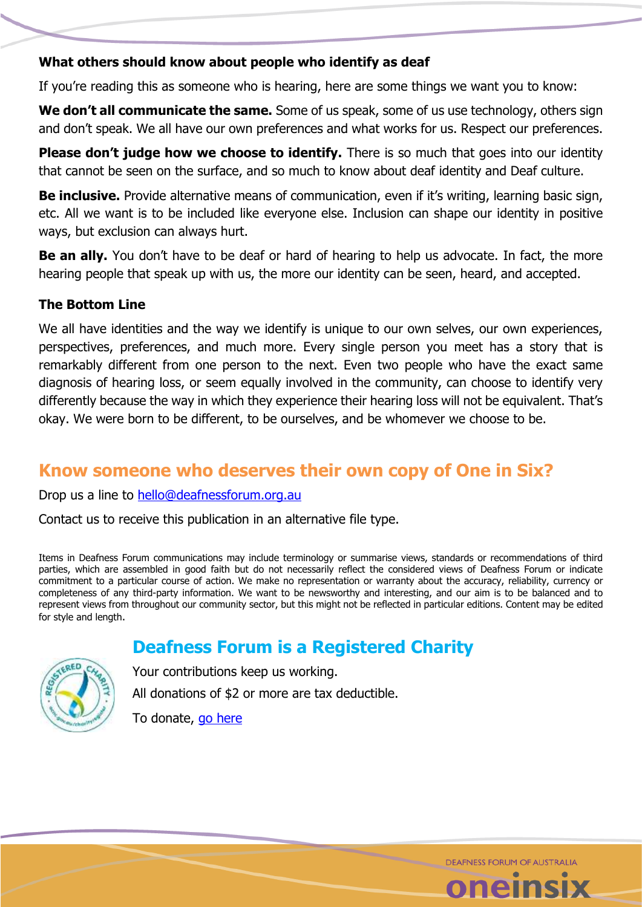### What others should know about people who identify as deaf

If you're reading this as someone who is hearing, here are some things we want you to know:

**We don't all communicate the same.** Some of us speak, some of us use technology, others sign and don't speak. We all have our own preferences and what works for us. Respect our preferences.

**Please don't judge how we choose to identify.** There is so much that goes into our identity that cannot be seen on the surface, and so much to know about deaf identity and Deaf culture.

**Be inclusive.** Provide alternative means of communication, even if it's writing, learning basic sign, etc. All we want is to be included like everyone else. Inclusion can shape our identity in positive ways, but exclusion can always hurt.

**Be an ally.** You don't have to be deaf or hard of hearing to help us advocate. In fact, the more hearing people that speak up with us, the more our identity can be seen, heard, and accepted.

### The Bottom Line

We all have identities and the way we identify is unique to our own selves, our own experiences, perspectives, preferences, and much more. Every single person you meet has a story that is remarkably different from one person to the next. Even two people who have the exact same diagnosis of hearing loss, or seem equally involved in the community, can choose to identify very differently because the way in which they experience their hearing loss will not be equivalent. That's okay. We were born to be different, to be ourselves, and be whomever we choose to be.

## Know someone who deserves their own copy of One in Six?

Drop us a line to hello@deafnessforum.org.au

Contact us to receive this publication in an alternative file type.

Items in Deafness Forum communications may include terminology or summarise views, standards or recommendations of third parties, which are assembled in good faith but do not necessarily reflect the considered views of Deafness Forum or indicate commitment to a particular course of action. We make no representation or warranty about the accuracy, reliability, currency or completeness of any third-party information. We want to be newsworthy and interesting, and our aim is to be balanced and to represent views from throughout our community sector, but this might not be reflected in particular editions. Content may be edited for style and length.

## Deafness Forum is a Registered Charity

Your contributions keep us working.

All donations of $2 or more are tax deductible.

To donate, go here